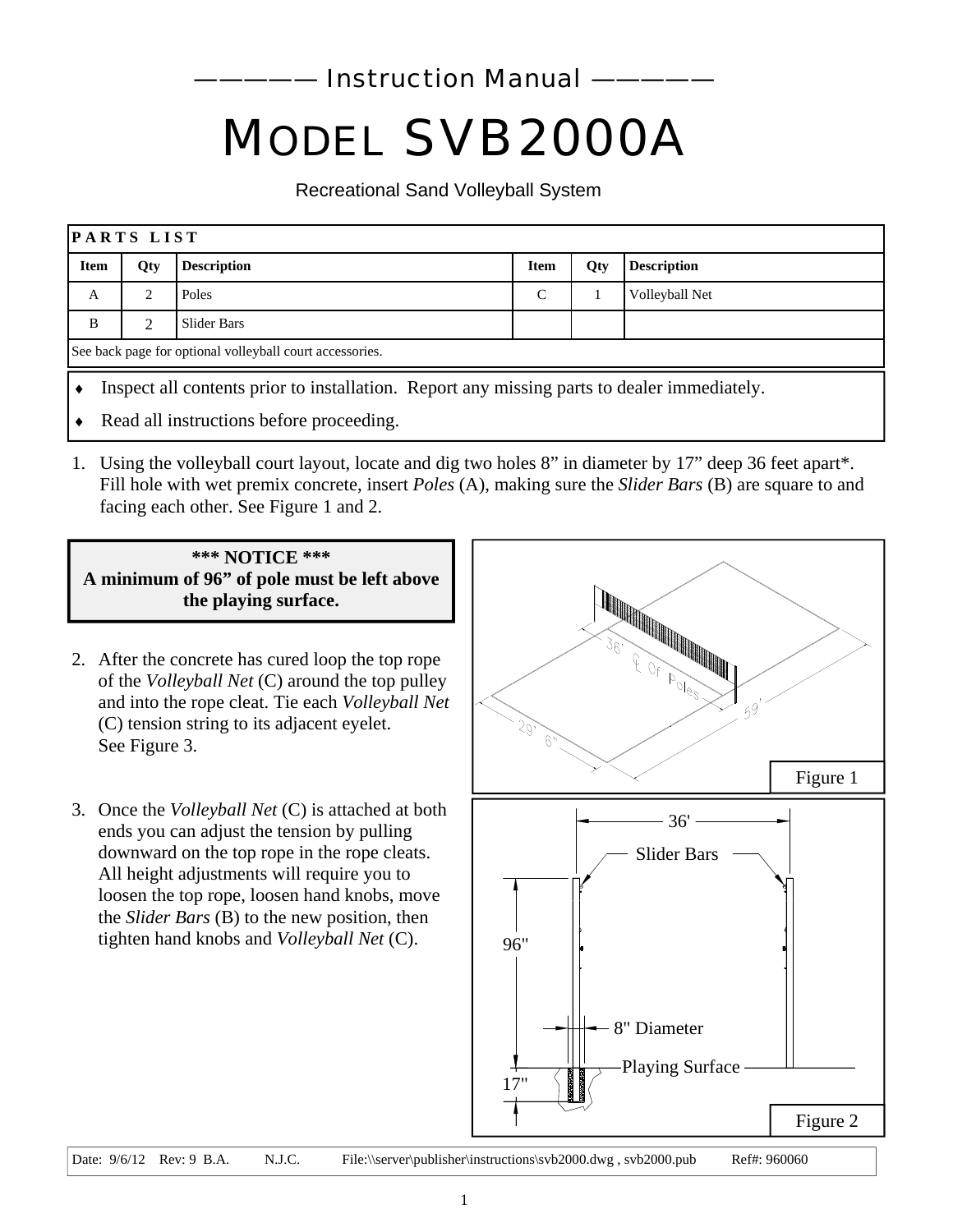——— Instruction Manual ———

# MODEL SVB2000A

Recreational Sand Volleyball System

| PARTS LIST | | | | | |
|---|---|---|---|---|---|
| **Item** | **Qty** | **Description** | **Item** | **Qty** | **Description** |
| A | 2 | Poles | C | 1 | Volleyball Net |
| B | 2 | Slider Bars | | | |
| See back page for optional volleyball court accessories. | | | | | |

- Inspect all contents prior to installation. Report any missing parts to dealer immediately.
- Read all instructions before proceeding.

1. Using the volleyball court layout, locate and dig two holes 8" in diameter by 17" deep 36 feet apart*. Fill hole with wet premix concrete, insert *Poles* (A), making sure the *Slider Bars* (B) are square to and facing each other. See Figure 1 and 2.

**\*\*\* NOTICE \*\*\***
**A minimum of 96" of pole must be left above the playing surface.**

2. After the concrete has cured loop the top rope of the *Volleyball Net* (C) around the top pulley and into the rope cleat. Tie each *Volleyball Net* (C) tension string to its adjacent eyelet. See Figure 3.

3. Once the *Volleyball Net* (C) is attached at both ends you can adjust the tension by pulling downward on the top rope in the rope cleats. All height adjustments will require you to loosen the top rope, loosen hand knobs, move the *Slider Bars* (B) to the new position, then tighten hand knobs and *Volleyball Net* (C).

36' ℄ Of Poles 59' 29' 6"

Figure 1

36' Slider Bars 96" 8" Diameter Playing Surface 17"

Figure 2

Date: 9/6/12 Rev: 9 B.A. N.J.C. File:\\server\publisher\instructions\svb2000.dwg , svb2000.pub Ref#: 960060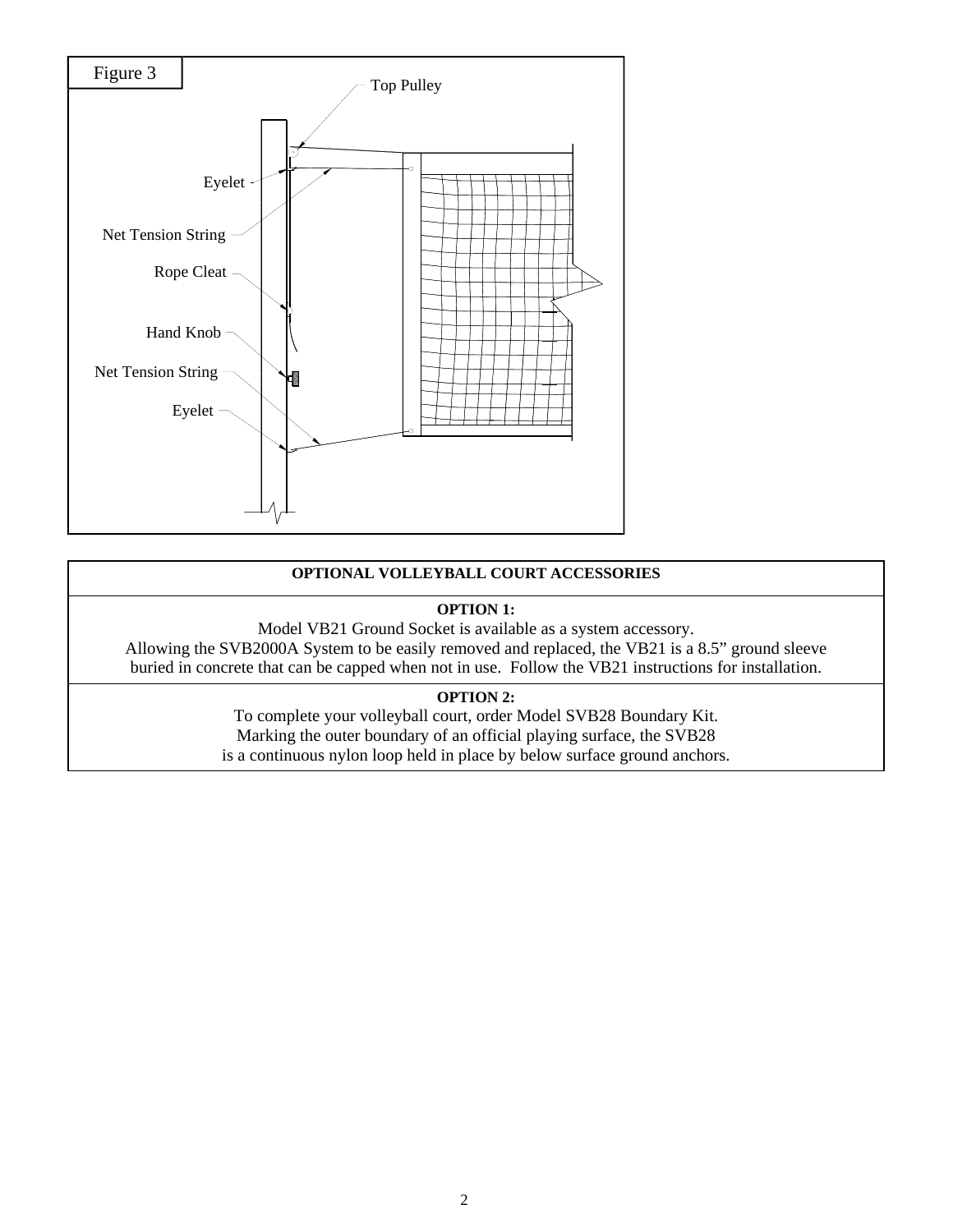Figure 3

Top Pulley

Eyelet

Net Tension String

Rope Cleat

Hand Knob

Net Tension String

Eyelet

| OPTIONAL VOLLEYBALL COURT ACCESSORIES |
| --- |
| **OPTION 1:**<br>Model VB21 Ground Socket is available as a system accessory.<br>Allowing the SVB2000A System to be easily removed and replaced, the VB21 is a 8.5" ground sleeve buried in concrete that can be capped when not in use. Follow the VB21 instructions for installation. |
| **OPTION 2:**<br>To complete your volleyball court, order Model SVB28 Boundary Kit.<br>Marking the outer boundary of an official playing surface, the SVB28 is a continuous nylon loop held in place by below surface ground anchors. |